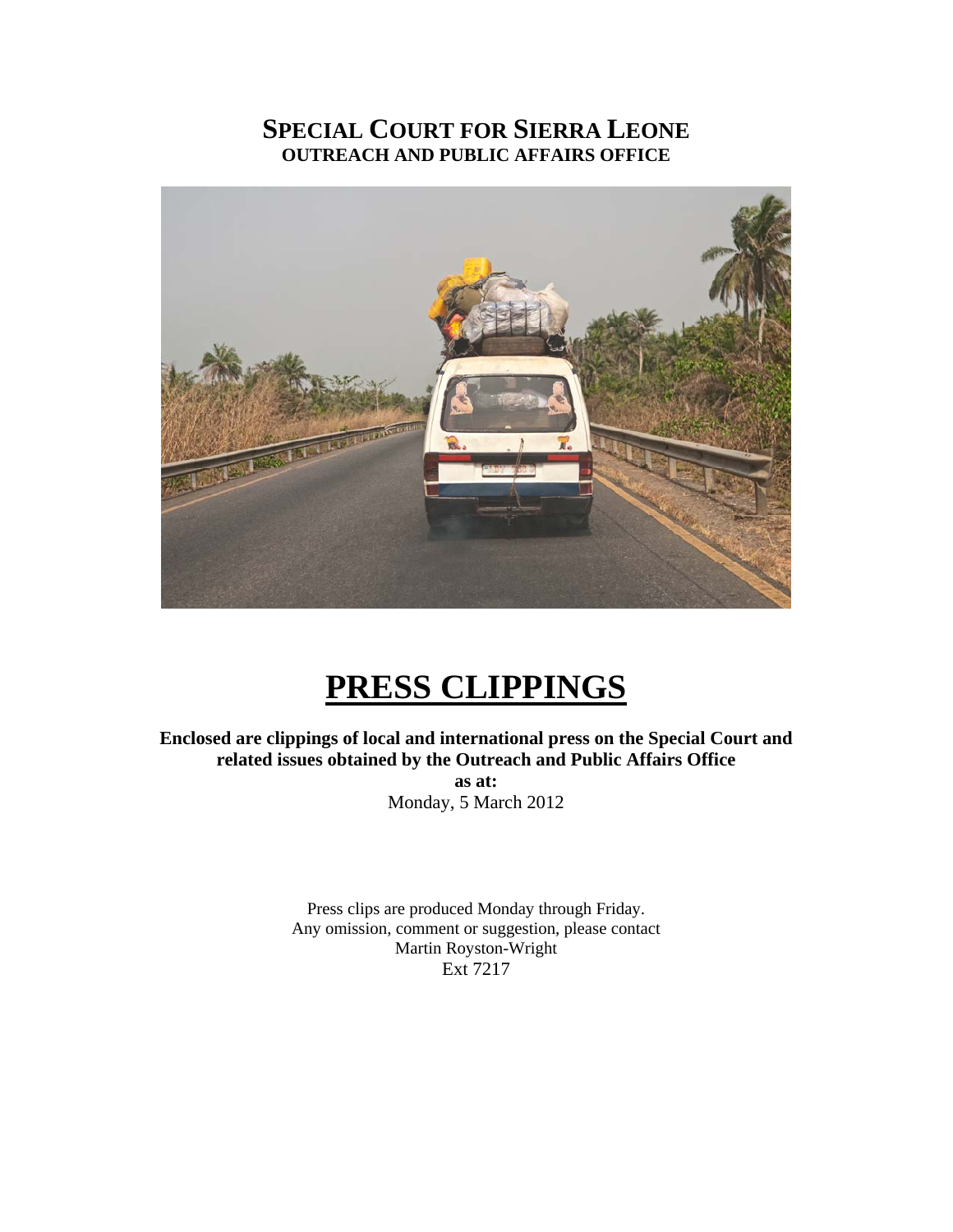# SPECIAL COURT FOR SIERRA LEONE

## OUTREACH AND PUBLIC AFFAIRS OFFICE

# PRESS CLIPPINGS

**Enclosed are clippings of local and international press on the Special Court and related issues obtained by the Outreach and Public Affairs Office**

**as at:**

Monday, 5 March 2012

Press clips are produced Monday through Friday.
Any omission, comment or suggestion, please contact
Martin Royston-Wright
Ext 7217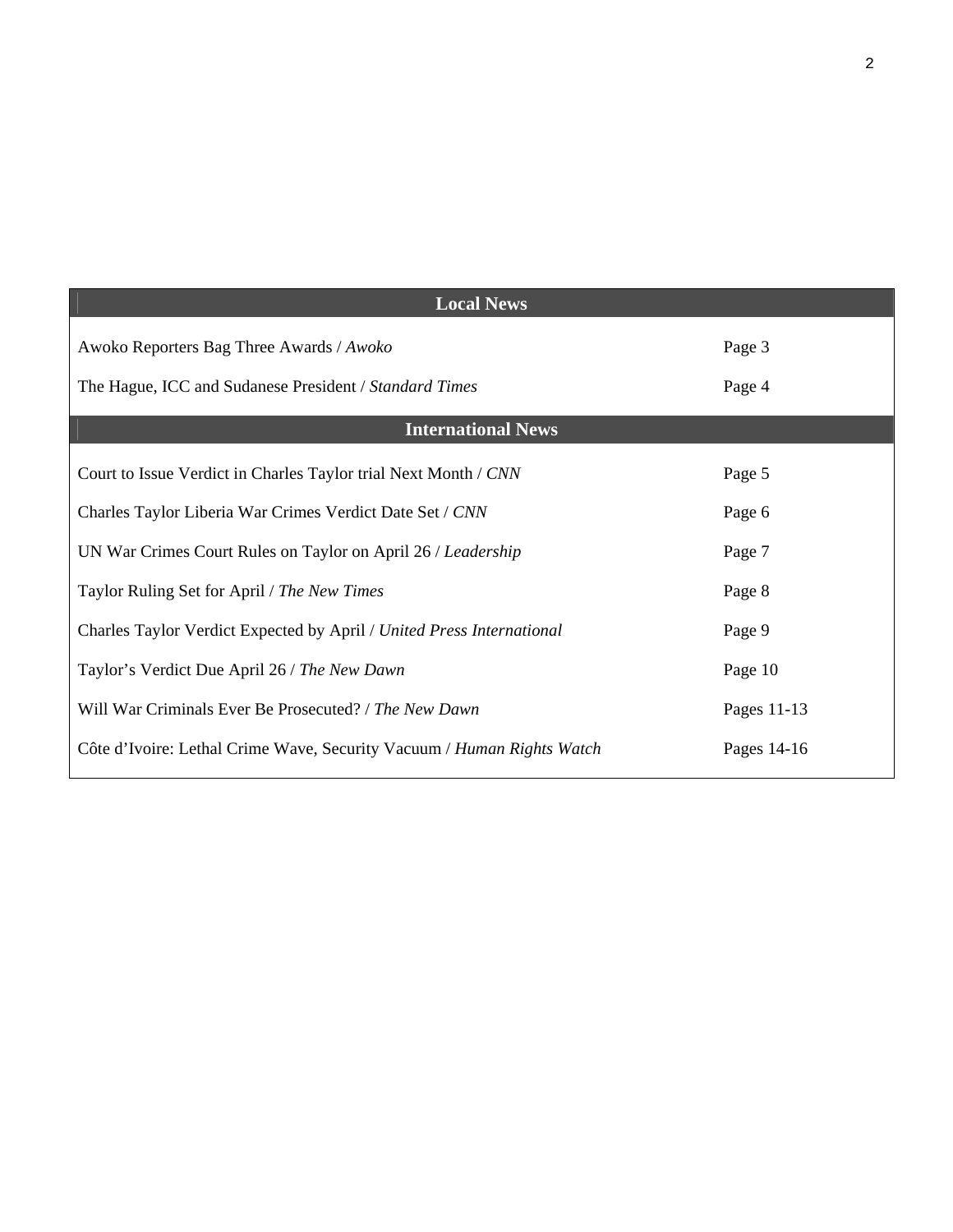| Local News | |
|---|---|
| Awoko Reporters Bag Three Awards / *Awoko* | Page 3 |
| The Hague, ICC and Sudanese President / *Standard Times* | Page 4 |
| **International News** | |
| Court to Issue Verdict in Charles Taylor trial Next Month / *CNN* | Page 5 |
| Charles Taylor Liberia War Crimes Verdict Date Set / *CNN* | Page 6 |
| UN War Crimes Court Rules on Taylor on April 26 / *Leadership* | Page 7 |
| Taylor Ruling Set for April / *The New Times* | Page 8 |
| Charles Taylor Verdict Expected by April / *United Press International* | Page 9 |
| Taylor's Verdict Due April 26 / *The New Dawn* | Page 10 |
| Will War Criminals Ever Be Prosecuted? / *The New Dawn* | Pages 11-13 |
| Côte d'Ivoire: Lethal Crime Wave, Security Vacuum / *Human Rights Watch* | Pages 14-16 |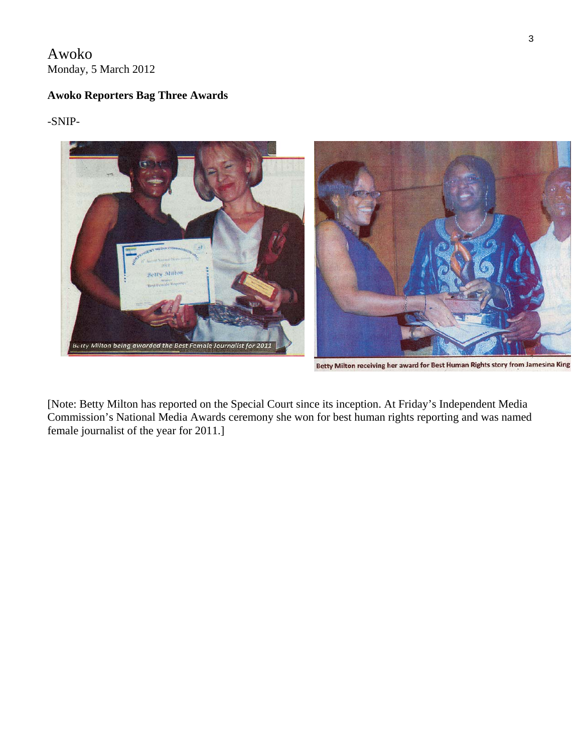Awoko
Monday, 5 March 2012

**Awoko Reporters Bag Three Awards**

-SNIP-

Betty Milton being awarded the Best Female Journalist for 2011

Betty Milton receiving her award for Best Human Rights story from Jamesina King

[Note: Betty Milton has reported on the Special Court since its inception. At Friday's Independent Media Commission's National Media Awards ceremony she won for best human rights reporting and was named female journalist of the year for 2011.]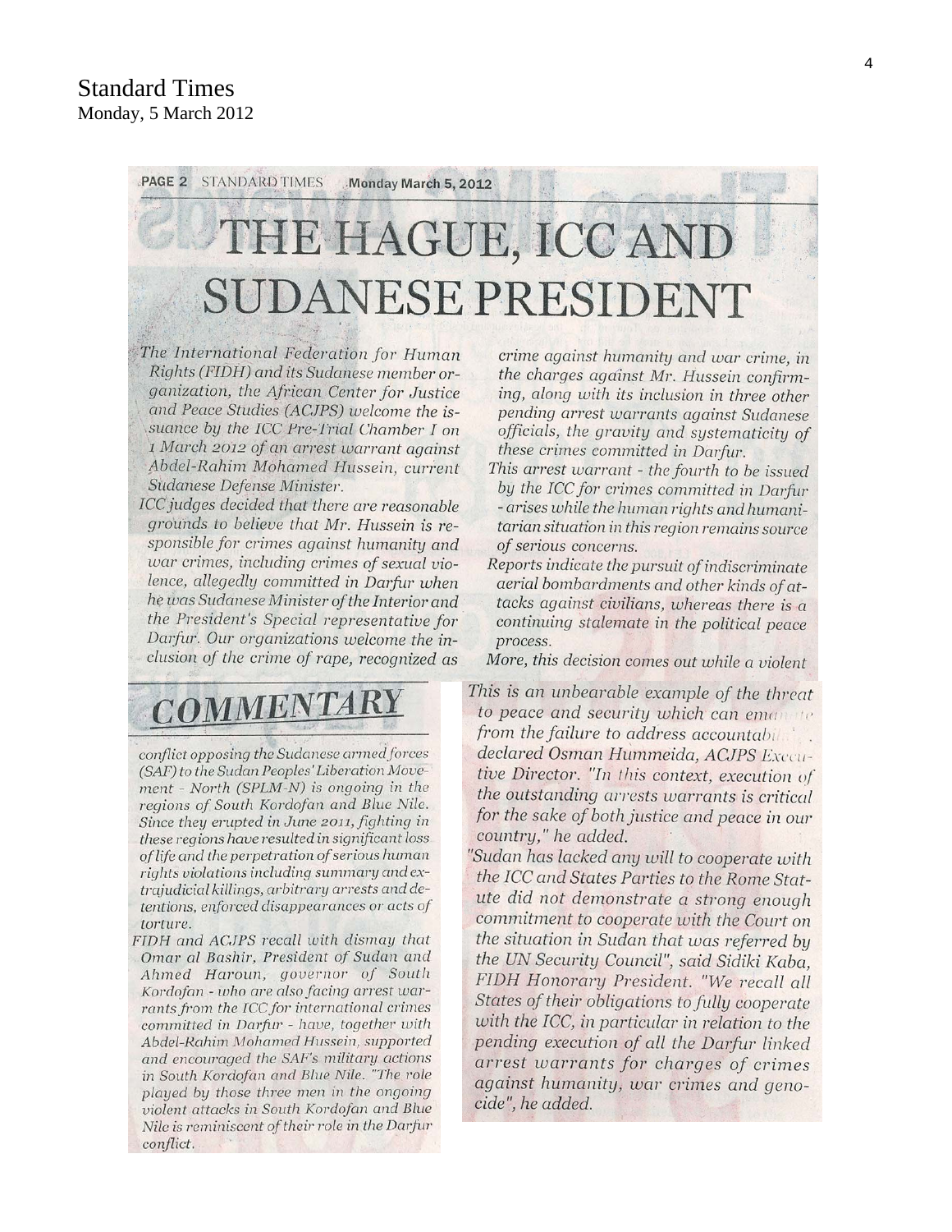# Standard Times

Monday, 5 March 2012

PAGE 2 STANDARD TIMES Monday March 5, 2012

## THE HAGUE, ICC AND SUDANESE PRESIDENT

### COMMENTARY

*The International Federation for Human Rights (FIDH) and its Sudanese member organization, the African Center for Justice and Peace Studies (ACJPS) welcome the issuance by the ICC Pre-Trial Chamber I on 1 March 2012 of an arrest warrant against Abdel-Rahim Mohamed Hussein, current Sudanese Defense Minister.*

*ICC judges decided that there are reasonable grounds to believe that Mr. Hussein is responsible for crimes against humanity and war crimes, including crimes of sexual violence, allegedly committed in Darfur when he was Sudanese Minister of the Interior and the President's Special representative for Darfur. Our organizations welcome the inclusion of the crime of rape, recognized as crime against humanity and war crime, in the charges against Mr. Hussein confirming, along with its inclusion in three other pending arrest warrants against Sudanese officials, the gravity and systematicity of these crimes committed in Darfur.*

*This arrest warrant - the fourth to be issued by the ICC for crimes committed in Darfur - arises while the human rights and humanitarian situation in this region remains source of serious concerns.*

*Reports indicate the pursuit of indiscriminate aerial bombardments and other kinds of attacks against civilians, whereas there is a continuing stalemate in the political peace process.*

*More, this decision comes out while a violent conflict opposing the Sudanese armed forces (SAF) to the Sudan Peoples' Liberation Movement - North (SPLM-N) is ongoing in the regions of South Kordofan and Blue Nile. Since they erupted in June 2011, fighting in these regions have resulted in significant loss of life and the perpetration of serious human rights violations including summary and extrajudicial killings, arbitrary arrests and detentions, enforced disappearances or acts of torture.*

*FIDH and ACJPS recall with dismay that Omar al Bashir, President of Sudan and Ahmed Haroun, governor of South Kordofan - who are also facing arrest warrants from the ICC for international crimes committed in Darfur - have, together with Abdel-Rahim Mohamed Hussein, supported and encouraged the SAF's military actions in South Kordofan and Blue Nile. "The role played by those three men in the ongoing violent attacks in South Kordofan and Blue Nile is reminiscent of their role in the Darfur conflict.*

*This is an unbearable example of the threat to peace and security which can emanate from the failure to address accountability",* *declared Osman Hummeida, ACJPS Executive Director. "In this context, execution of the outstanding arrests warrants is critical for the sake of both justice and peace in our country," he added.*

*"Sudan has lacked any will to cooperate with the ICC and States Parties to the Rome Statute did not demonstrate a strong enough commitment to cooperate with the Court on the situation in Sudan that was referred by the UN Security Council", said Sidiki Kaba, FIDH Honorary President. "We recall all States of their obligations to fully cooperate with the ICC, in particular in relation to the pending execution of all the Darfur linked arrest warrants for charges of crimes against humanity, war crimes and genocide", he added.*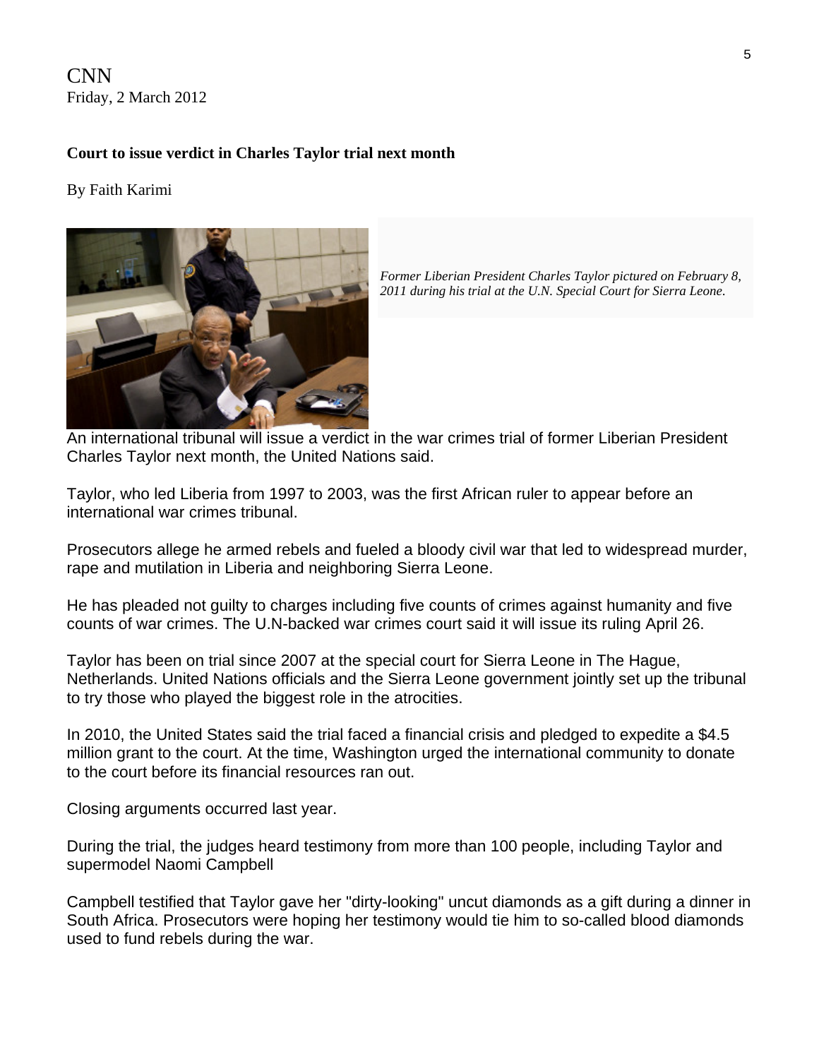CNN
Friday, 2 March 2012

**Court to issue verdict in Charles Taylor trial next month**

By Faith Karimi

*Former Liberian President Charles Taylor pictured on February 8, 2011 during his trial at the U.N. Special Court for Sierra Leone.*

An international tribunal will issue a verdict in the war crimes trial of former Liberian President Charles Taylor next month, the United Nations said.

Taylor, who led Liberia from 1997 to 2003, was the first African ruler to appear before an international war crimes tribunal.

Prosecutors allege he armed rebels and fueled a bloody civil war that led to widespread murder, rape and mutilation in Liberia and neighboring Sierra Leone.

He has pleaded not guilty to charges including five counts of crimes against humanity and five counts of war crimes. The U.N-backed war crimes court said it will issue its ruling April 26.

Taylor has been on trial since 2007 at the special court for Sierra Leone in The Hague, Netherlands. United Nations officials and the Sierra Leone government jointly set up the tribunal to try those who played the biggest role in the atrocities.

In 2010, the United States said the trial faced a financial crisis and pledged to expedite a $4.5 million grant to the court. At the time, Washington urged the international community to donate to the court before its financial resources ran out.

Closing arguments occurred last year.

During the trial, the judges heard testimony from more than 100 people, including Taylor and supermodel Naomi Campbell

Campbell testified that Taylor gave her "dirty-looking" uncut diamonds as a gift during a dinner in South Africa. Prosecutors were hoping her testimony would tie him to so-called blood diamonds used to fund rebels during the war.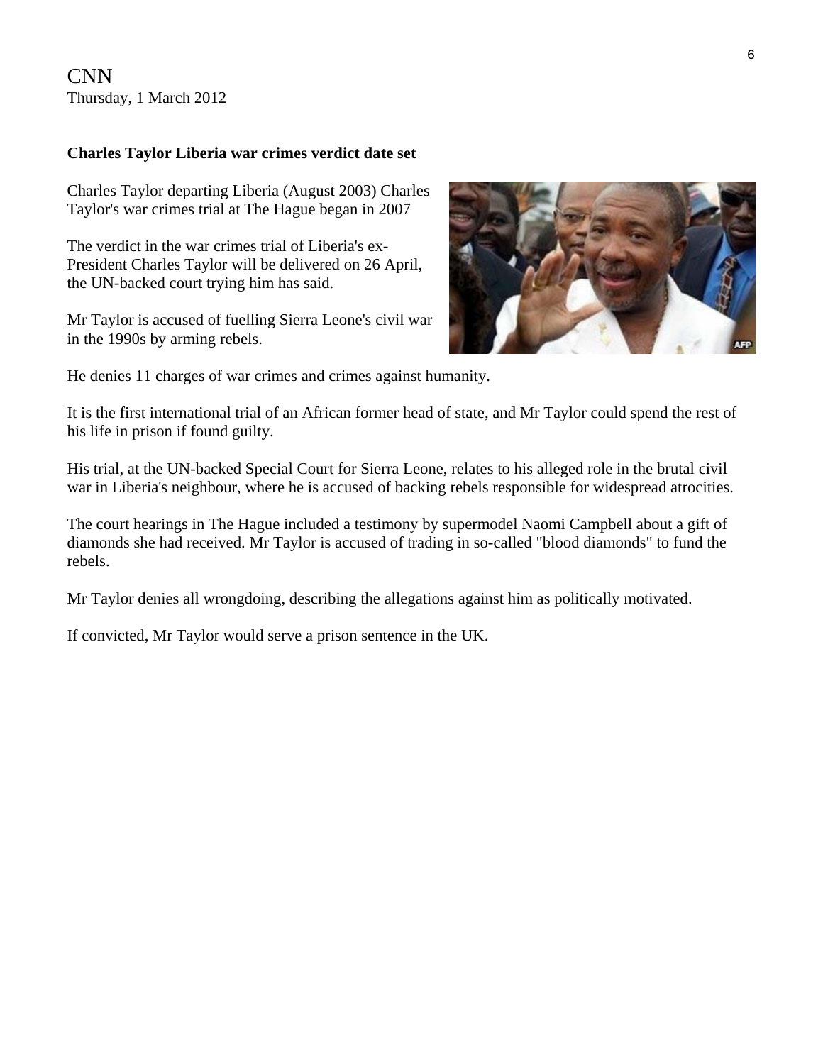CNN
Thursday, 1 March 2012

**Charles Taylor Liberia war crimes verdict date set**

Charles Taylor departing Liberia (August 2003) Charles Taylor's war crimes trial at The Hague began in 2007

The verdict in the war crimes trial of Liberia's ex-President Charles Taylor will be delivered on 26 April, the UN-backed court trying him has said.

Mr Taylor is accused of fuelling Sierra Leone's civil war in the 1990s by arming rebels.

He denies 11 charges of war crimes and crimes against humanity.

It is the first international trial of an African former head of state, and Mr Taylor could spend the rest of his life in prison if found guilty.

His trial, at the UN-backed Special Court for Sierra Leone, relates to his alleged role in the brutal civil war in Liberia's neighbour, where he is accused of backing rebels responsible for widespread atrocities.

The court hearings in The Hague included a testimony by supermodel Naomi Campbell about a gift of diamonds she had received. Mr Taylor is accused of trading in so-called "blood diamonds" to fund the rebels.

Mr Taylor denies all wrongdoing, describing the allegations against him as politically motivated.

If convicted, Mr Taylor would serve a prison sentence in the UK.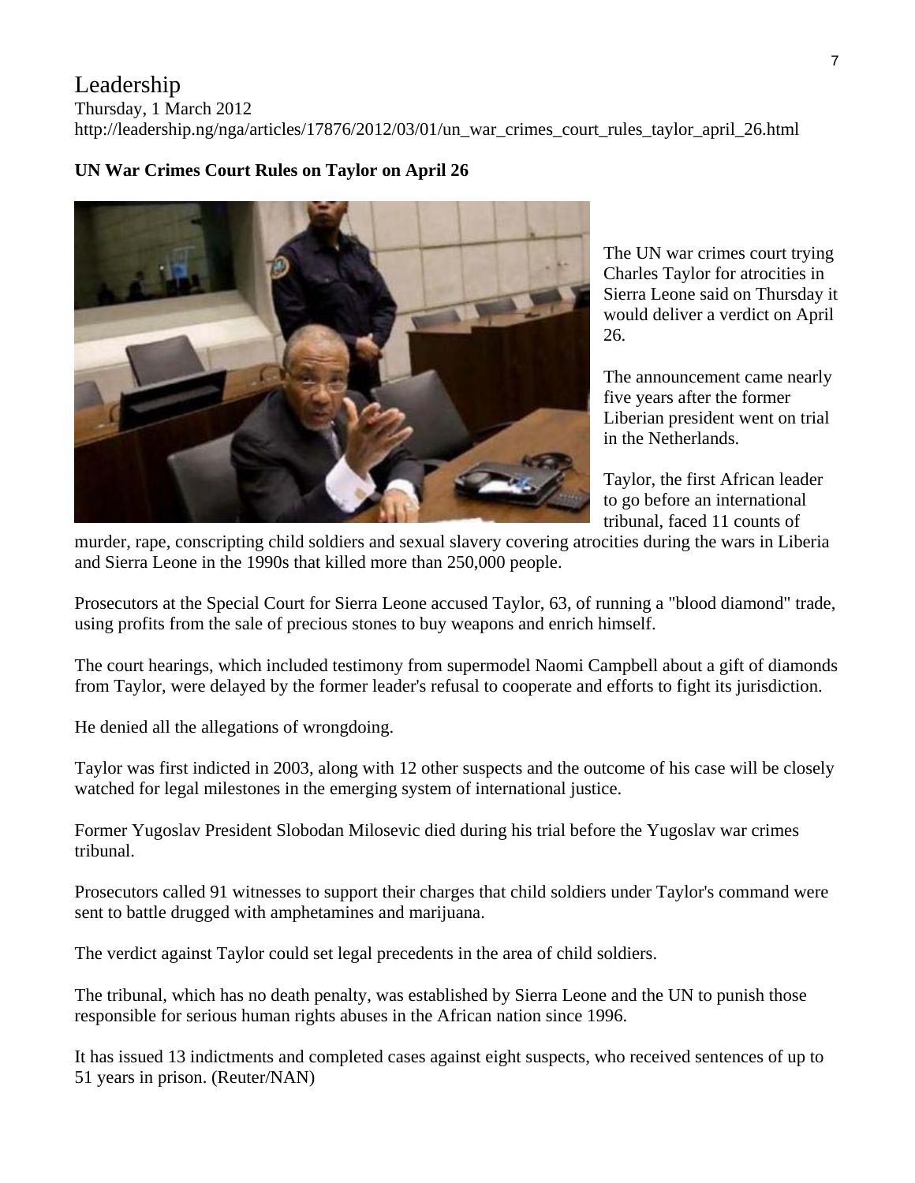Leadership

Thursday, 1 March 2012

http://leadership.ng/nga/articles/17876/2012/03/01/un_war_crimes_court_rules_taylor_april_26.html

**UN War Crimes Court Rules on Taylor on April 26**

The UN war crimes court trying Charles Taylor for atrocities in Sierra Leone said on Thursday it would deliver a verdict on April 26.

The announcement came nearly five years after the former Liberian president went on trial in the Netherlands.

Taylor, the first African leader to go before an international tribunal, faced 11 counts of murder, rape, conscripting child soldiers and sexual slavery covering atrocities during the wars in Liberia and Sierra Leone in the 1990s that killed more than 250,000 people.

Prosecutors at the Special Court for Sierra Leone accused Taylor, 63, of running a "blood diamond" trade, using profits from the sale of precious stones to buy weapons and enrich himself.

The court hearings, which included testimony from supermodel Naomi Campbell about a gift of diamonds from Taylor, were delayed by the former leader's refusal to cooperate and efforts to fight its jurisdiction.

He denied all the allegations of wrongdoing.

Taylor was first indicted in 2003, along with 12 other suspects and the outcome of his case will be closely watched for legal milestones in the emerging system of international justice.

Former Yugoslav President Slobodan Milosevic died during his trial before the Yugoslav war crimes tribunal.

Prosecutors called 91 witnesses to support their charges that child soldiers under Taylor's command were sent to battle drugged with amphetamines and marijuana.

The verdict against Taylor could set legal precedents in the area of child soldiers.

The tribunal, which has no death penalty, was established by Sierra Leone and the UN to punish those responsible for serious human rights abuses in the African nation since 1996.

It has issued 13 indictments and completed cases against eight suspects, who received sentences of up to 51 years in prison. (Reuter/NAN)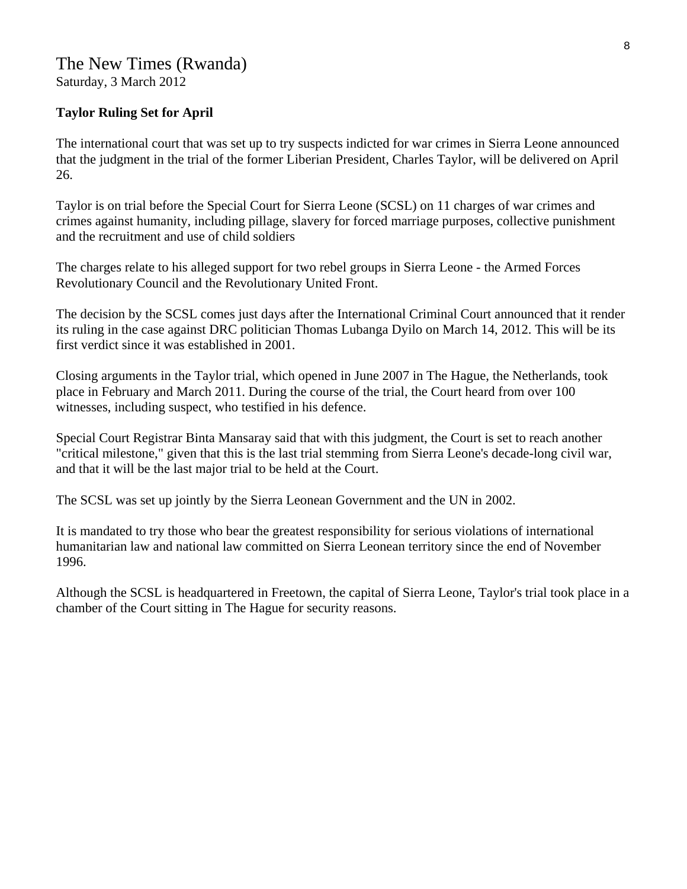The New Times (Rwanda)

Saturday, 3 March 2012

**Taylor Ruling Set for April**

The international court that was set up to try suspects indicted for war crimes in Sierra Leone announced that the judgment in the trial of the former Liberian President, Charles Taylor, will be delivered on April 26.

Taylor is on trial before the Special Court for Sierra Leone (SCSL) on 11 charges of war crimes and crimes against humanity, including pillage, slavery for forced marriage purposes, collective punishment and the recruitment and use of child soldiers

The charges relate to his alleged support for two rebel groups in Sierra Leone - the Armed Forces Revolutionary Council and the Revolutionary United Front.

The decision by the SCSL comes just days after the International Criminal Court announced that it render its ruling in the case against DRC politician Thomas Lubanga Dyilo on March 14, 2012. This will be its first verdict since it was established in 2001.

Closing arguments in the Taylor trial, which opened in June 2007 in The Hague, the Netherlands, took place in February and March 2011. During the course of the trial, the Court heard from over 100 witnesses, including suspect, who testified in his defence.

Special Court Registrar Binta Mansaray said that with this judgment, the Court is set to reach another "critical milestone," given that this is the last trial stemming from Sierra Leone's decade-long civil war, and that it will be the last major trial to be held at the Court.

The SCSL was set up jointly by the Sierra Leonean Government and the UN in 2002.

It is mandated to try those who bear the greatest responsibility for serious violations of international humanitarian law and national law committed on Sierra Leonean territory since the end of November 1996.

Although the SCSL is headquartered in Freetown, the capital of Sierra Leone, Taylor's trial took place in a chamber of the Court sitting in The Hague for security reasons.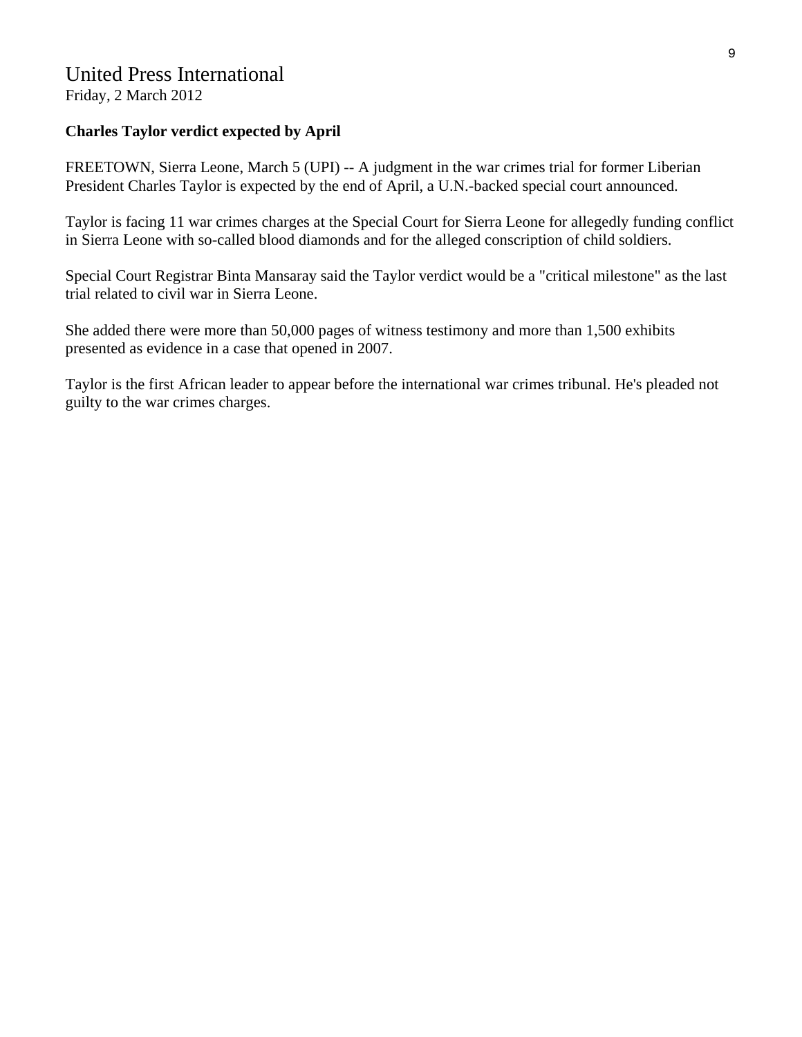United Press International

Friday, 2 March 2012

**Charles Taylor verdict expected by April**

FREETOWN, Sierra Leone, March 5 (UPI) -- A judgment in the war crimes trial for former Liberian President Charles Taylor is expected by the end of April, a U.N.-backed special court announced.

Taylor is facing 11 war crimes charges at the Special Court for Sierra Leone for allegedly funding conflict in Sierra Leone with so-called blood diamonds and for the alleged conscription of child soldiers.

Special Court Registrar Binta Mansaray said the Taylor verdict would be a "critical milestone" as the last trial related to civil war in Sierra Leone.

She added there were more than 50,000 pages of witness testimony and more than 1,500 exhibits presented as evidence in a case that opened in 2007.

Taylor is the first African leader to appear before the international war crimes tribunal. He's pleaded not guilty to the war crimes charges.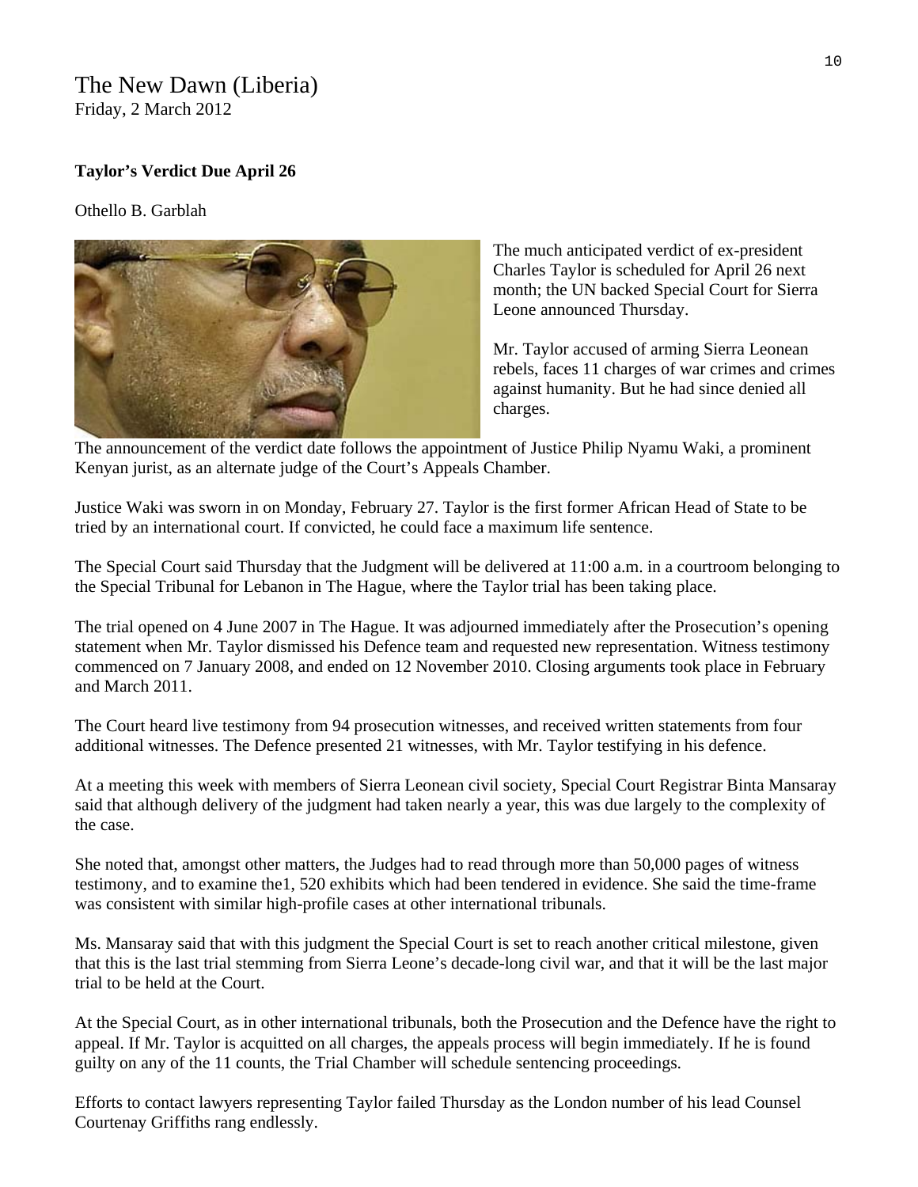The New Dawn (Liberia)
Friday, 2 March 2012

**Taylor's Verdict Due April 26**

Othello B. Garblah

The much anticipated verdict of ex-president Charles Taylor is scheduled for April 26 next month; the UN backed Special Court for Sierra Leone announced Thursday.

Mr. Taylor accused of arming Sierra Leonean rebels, faces 11 charges of war crimes and crimes against humanity. But he had since denied all charges.

The announcement of the verdict date follows the appointment of Justice Philip Nyamu Waki, a prominent Kenyan jurist, as an alternate judge of the Court's Appeals Chamber.

Justice Waki was sworn in on Monday, February 27. Taylor is the first former African Head of State to be tried by an international court. If convicted, he could face a maximum life sentence.

The Special Court said Thursday that the Judgment will be delivered at 11:00 a.m. in a courtroom belonging to the Special Tribunal for Lebanon in The Hague, where the Taylor trial has been taking place.

The trial opened on 4 June 2007 in The Hague. It was adjourned immediately after the Prosecution's opening statement when Mr. Taylor dismissed his Defence team and requested new representation. Witness testimony commenced on 7 January 2008, and ended on 12 November 2010. Closing arguments took place in February and March 2011.

The Court heard live testimony from 94 prosecution witnesses, and received written statements from four additional witnesses. The Defence presented 21 witnesses, with Mr. Taylor testifying in his defence.

At a meeting this week with members of Sierra Leonean civil society, Special Court Registrar Binta Mansaray said that although delivery of the judgment had taken nearly a year, this was due largely to the complexity of the case.

She noted that, amongst other matters, the Judges had to read through more than 50,000 pages of witness testimony, and to examine the1, 520 exhibits which had been tendered in evidence. She said the time-frame was consistent with similar high-profile cases at other international tribunals.

Ms. Mansaray said that with this judgment the Special Court is set to reach another critical milestone, given that this is the last trial stemming from Sierra Leone's decade-long civil war, and that it will be the last major trial to be held at the Court.

At the Special Court, as in other international tribunals, both the Prosecution and the Defence have the right to appeal. If Mr. Taylor is acquitted on all charges, the appeals process will begin immediately. If he is found guilty on any of the 11 counts, the Trial Chamber will schedule sentencing proceedings.

Efforts to contact lawyers representing Taylor failed Thursday as the London number of his lead Counsel Courtenay Griffiths rang endlessly.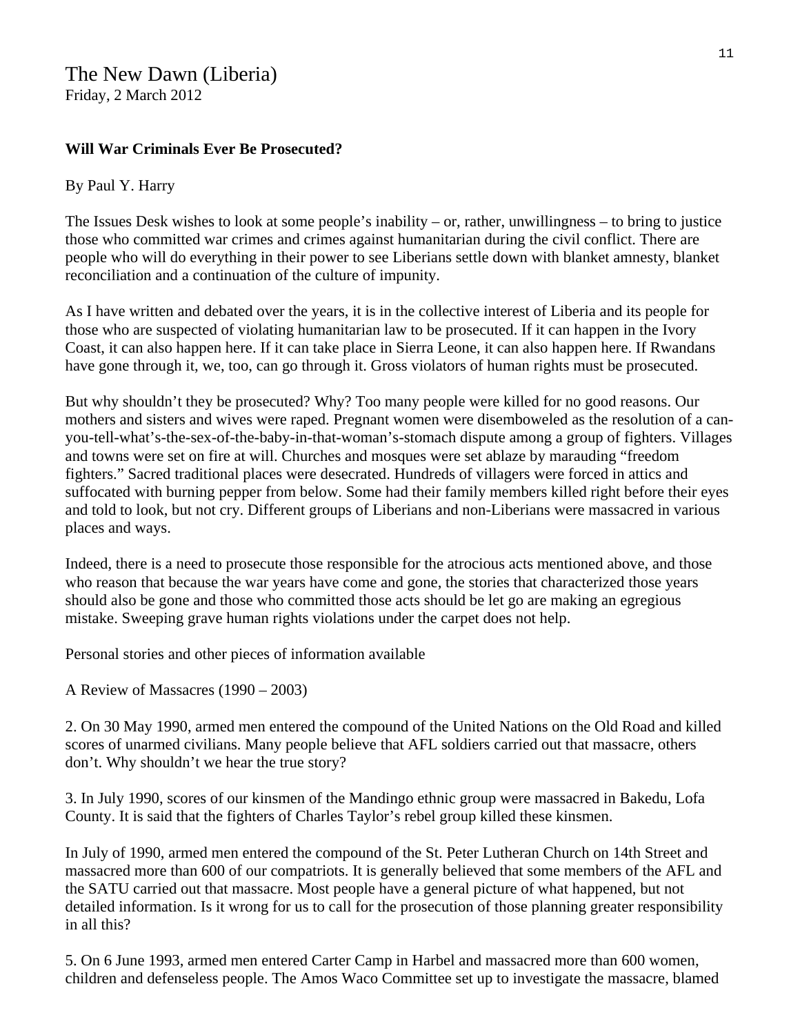The New Dawn (Liberia)
Friday, 2 March 2012

**Will War Criminals Ever Be Prosecuted?**

By Paul Y. Harry

The Issues Desk wishes to look at some people's inability – or, rather, unwillingness – to bring to justice those who committed war crimes and crimes against humanitarian during the civil conflict. There are people who will do everything in their power to see Liberians settle down with blanket amnesty, blanket reconciliation and a continuation of the culture of impunity.

As I have written and debated over the years, it is in the collective interest of Liberia and its people for those who are suspected of violating humanitarian law to be prosecuted. If it can happen in the Ivory Coast, it can also happen here. If it can take place in Sierra Leone, it can also happen here. If Rwandans have gone through it, we, too, can go through it. Gross violators of human rights must be prosecuted.

But why shouldn't they be prosecuted? Why? Too many people were killed for no good reasons. Our mothers and sisters and wives were raped. Pregnant women were disemboweled as the resolution of a can-you-tell-what's-the-sex-of-the-baby-in-that-woman's-stomach dispute among a group of fighters. Villages and towns were set on fire at will. Churches and mosques were set ablaze by marauding "freedom fighters." Sacred traditional places were desecrated. Hundreds of villagers were forced in attics and suffocated with burning pepper from below. Some had their family members killed right before their eyes and told to look, but not cry. Different groups of Liberians and non-Liberians were massacred in various places and ways.

Indeed, there is a need to prosecute those responsible for the atrocious acts mentioned above, and those who reason that because the war years have come and gone, the stories that characterized those years should also be gone and those who committed those acts should be let go are making an egregious mistake. Sweeping grave human rights violations under the carpet does not help.

Personal stories and other pieces of information available

A Review of Massacres (1990 – 2003)

2. On 30 May 1990, armed men entered the compound of the United Nations on the Old Road and killed scores of unarmed civilians. Many people believe that AFL soldiers carried out that massacre, others don't. Why shouldn't we hear the true story?

3. In July 1990, scores of our kinsmen of the Mandingo ethnic group were massacred in Bakedu, Lofa County. It is said that the fighters of Charles Taylor's rebel group killed these kinsmen.

In July of 1990, armed men entered the compound of the St. Peter Lutheran Church on 14th Street and massacred more than 600 of our compatriots. It is generally believed that some members of the AFL and the SATU carried out that massacre. Most people have a general picture of what happened, but not detailed information. Is it wrong for us to call for the prosecution of those planning greater responsibility in all this?

5. On 6 June 1993, armed men entered Carter Camp in Harbel and massacred more than 600 women, children and defenseless people. The Amos Waco Committee set up to investigate the massacre, blamed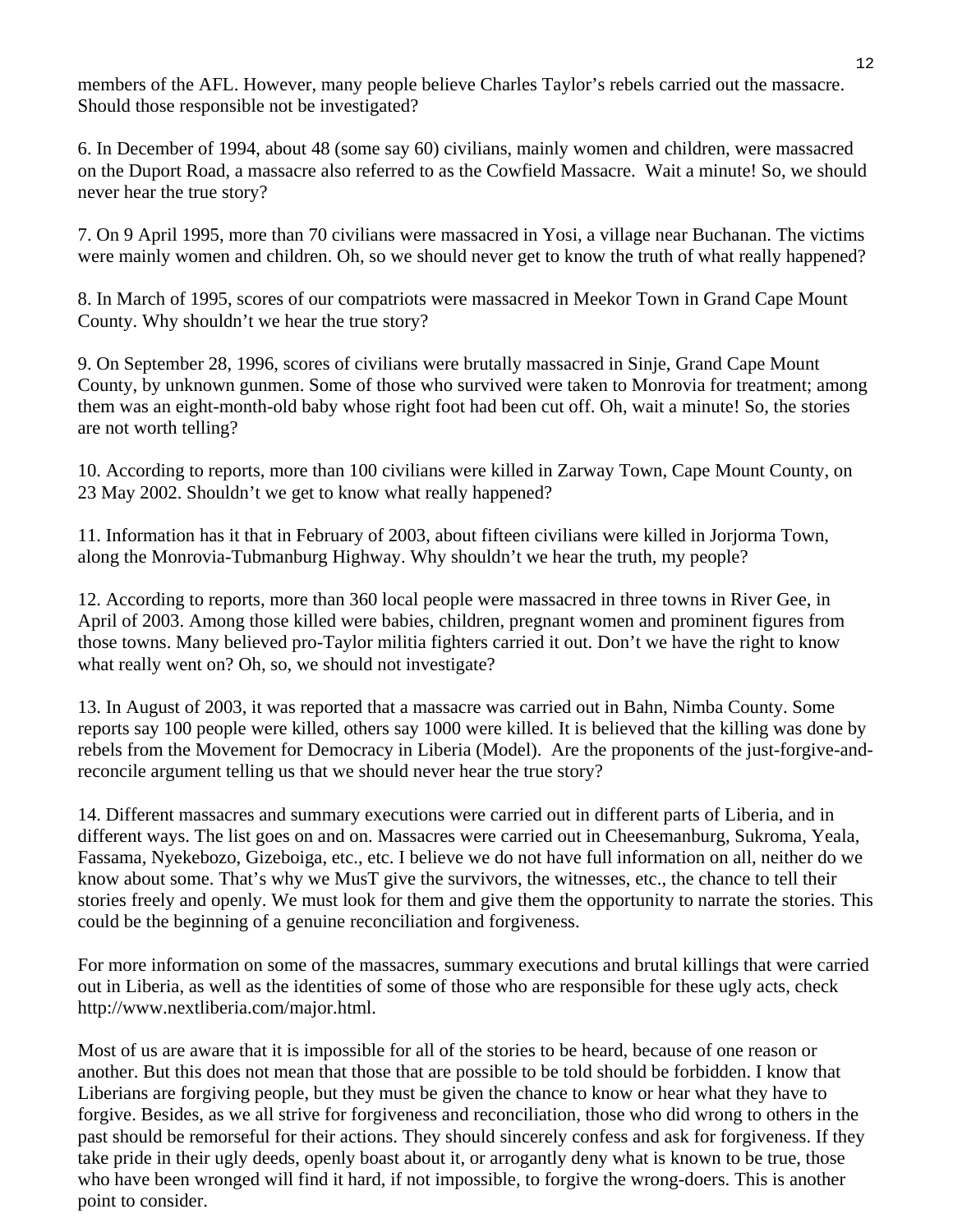members of the AFL. However, many people believe Charles Taylor's rebels carried out the massacre. Should those responsible not be investigated?

6. In December of 1994, about 48 (some say 60) civilians, mainly women and children, were massacred on the Duport Road, a massacre also referred to as the Cowfield Massacre.  Wait a minute! So, we should never hear the true story?

7. On 9 April 1995, more than 70 civilians were massacred in Yosi, a village near Buchanan. The victims were mainly women and children. Oh, so we should never get to know the truth of what really happened?

8. In March of 1995, scores of our compatriots were massacred in Meekor Town in Grand Cape Mount County. Why shouldn't we hear the true story?

9. On September 28, 1996, scores of civilians were brutally massacred in Sinje, Grand Cape Mount County, by unknown gunmen. Some of those who survived were taken to Monrovia for treatment; among them was an eight-month-old baby whose right foot had been cut off. Oh, wait a minute! So, the stories are not worth telling?

10. According to reports, more than 100 civilians were killed in Zarway Town, Cape Mount County, on 23 May 2002. Shouldn't we get to know what really happened?

11. Information has it that in February of 2003, about fifteen civilians were killed in Jorjorma Town, along the Monrovia-Tubmanburg Highway. Why shouldn't we hear the truth, my people?

12. According to reports, more than 360 local people were massacred in three towns in River Gee, in April of 2003. Among those killed were babies, children, pregnant women and prominent figures from those towns. Many believed pro-Taylor militia fighters carried it out. Don't we have the right to know what really went on? Oh, so, we should not investigate?

13. In August of 2003, it was reported that a massacre was carried out in Bahn, Nimba County. Some reports say 100 people were killed, others say 1000 were killed. It is believed that the killing was done by rebels from the Movement for Democracy in Liberia (Model).  Are the proponents of the just-forgive-and-reconcile argument telling us that we should never hear the true story?

14. Different massacres and summary executions were carried out in different parts of Liberia, and in different ways. The list goes on and on. Massacres were carried out in Cheesemanburg, Sukroma, Yeala, Fassama, Nyekebozo, Gizeboiga, etc., etc. I believe we do not have full information on all, neither do we know about some. That's why we MusT give the survivors, the witnesses, etc., the chance to tell their stories freely and openly. We must look for them and give them the opportunity to narrate the stories. This could be the beginning of a genuine reconciliation and forgiveness.

For more information on some of the massacres, summary executions and brutal killings that were carried out in Liberia, as well as the identities of some of those who are responsible for these ugly acts, check http://www.nextliberia.com/major.html.

Most of us are aware that it is impossible for all of the stories to be heard, because of one reason or another. But this does not mean that those that are possible to be told should be forbidden. I know that Liberians are forgiving people, but they must be given the chance to know or hear what they have to forgive. Besides, as we all strive for forgiveness and reconciliation, those who did wrong to others in the past should be remorseful for their actions. They should sincerely confess and ask for forgiveness. If they take pride in their ugly deeds, openly boast about it, or arrogantly deny what is known to be true, those who have been wronged will find it hard, if not impossible, to forgive the wrong-doers. This is another point to consider.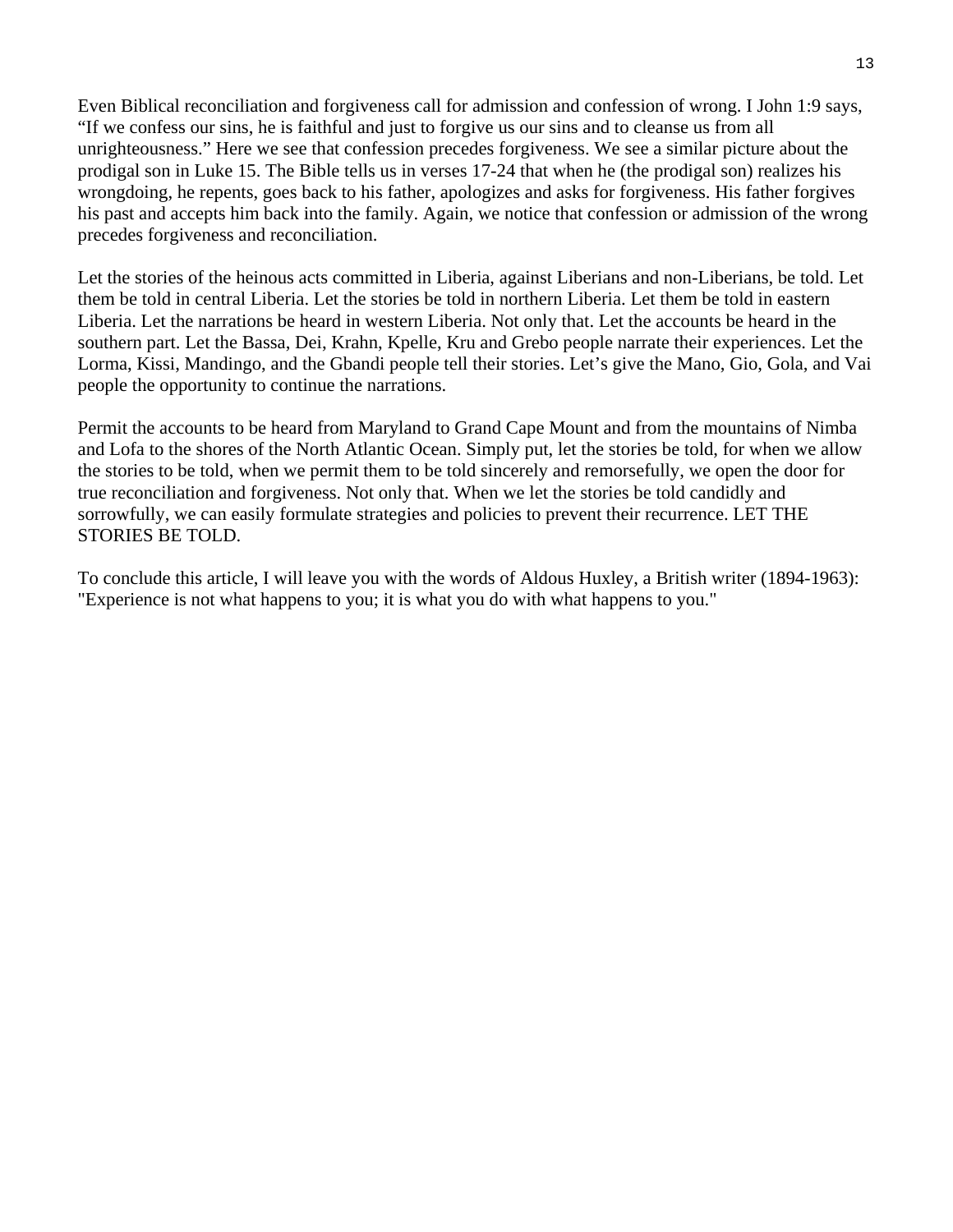Even Biblical reconciliation and forgiveness call for admission and confession of wrong. I John 1:9 says, “If we confess our sins, he is faithful and just to forgive us our sins and to cleanse us from all unrighteousness.” Here we see that confession precedes forgiveness. We see a similar picture about the prodigal son in Luke 15. The Bible tells us in verses 17-24 that when he (the prodigal son) realizes his wrongdoing, he repents, goes back to his father, apologizes and asks for forgiveness. His father forgives his past and accepts him back into the family. Again, we notice that confession or admission of the wrong precedes forgiveness and reconciliation.

Let the stories of the heinous acts committed in Liberia, against Liberians and non-Liberians, be told. Let them be told in central Liberia. Let the stories be told in northern Liberia. Let them be told in eastern Liberia. Let the narrations be heard in western Liberia. Not only that. Let the accounts be heard in the southern part. Let the Bassa, Dei, Krahn, Kpelle, Kru and Grebo people narrate their experiences. Let the Lorma, Kissi, Mandingo, and the Gbandi people tell their stories. Let’s give the Mano, Gio, Gola, and Vai people the opportunity to continue the narrations.

Permit the accounts to be heard from Maryland to Grand Cape Mount and from the mountains of Nimba and Lofa to the shores of the North Atlantic Ocean. Simply put, let the stories be told, for when we allow the stories to be told, when we permit them to be told sincerely and remorsefully, we open the door for true reconciliation and forgiveness. Not only that. When we let the stories be told candidly and sorrowfully, we can easily formulate strategies and policies to prevent their recurrence. LET THE STORIES BE TOLD.

To conclude this article, I will leave you with the words of Aldous Huxley, a British writer (1894-1963): "Experience is not what happens to you; it is what you do with what happens to you."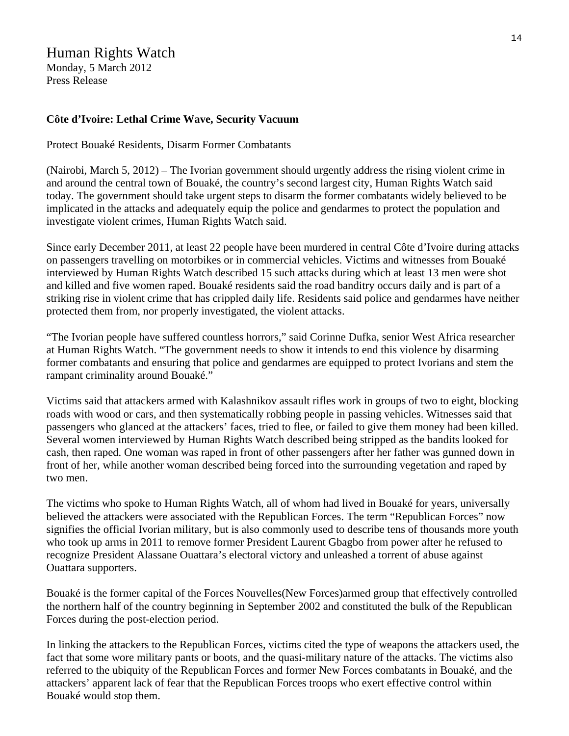Human Rights Watch
Monday, 5 March 2012
Press Release

**Côte d'Ivoire: Lethal Crime Wave, Security Vacuum**

Protect Bouaké Residents, Disarm Former Combatants

(Nairobi, March 5, 2012) – The Ivorian government should urgently address the rising violent crime in and around the central town of Bouaké, the country's second largest city, Human Rights Watch said today. The government should take urgent steps to disarm the former combatants widely believed to be implicated in the attacks and adequately equip the police and gendarmes to protect the population and investigate violent crimes, Human Rights Watch said.

Since early December 2011, at least 22 people have been murdered in central Côte d'Ivoire during attacks on passengers travelling on motorbikes or in commercial vehicles. Victims and witnesses from Bouaké interviewed by Human Rights Watch described 15 such attacks during which at least 13 men were shot and killed and five women raped. Bouaké residents said the road banditry occurs daily and is part of a striking rise in violent crime that has crippled daily life. Residents said police and gendarmes have neither protected them from, nor properly investigated, the violent attacks.

"The Ivorian people have suffered countless horrors," said Corinne Dufka, senior West Africa researcher at Human Rights Watch. "The government needs to show it intends to end this violence by disarming former combatants and ensuring that police and gendarmes are equipped to protect Ivorians and stem the rampant criminality around Bouaké."

Victims said that attackers armed with Kalashnikov assault rifles work in groups of two to eight, blocking roads with wood or cars, and then systematically robbing people in passing vehicles. Witnesses said that passengers who glanced at the attackers' faces, tried to flee, or failed to give them money had been killed. Several women interviewed by Human Rights Watch described being stripped as the bandits looked for cash, then raped. One woman was raped in front of other passengers after her father was gunned down in front of her, while another woman described being forced into the surrounding vegetation and raped by two men.

The victims who spoke to Human Rights Watch, all of whom had lived in Bouaké for years, universally believed the attackers were associated with the Republican Forces. The term "Republican Forces" now signifies the official Ivorian military, but is also commonly used to describe tens of thousands more youth who took up arms in 2011 to remove former President Laurent Gbagbo from power after he refused to recognize President Alassane Ouattara's electoral victory and unleashed a torrent of abuse against Ouattara supporters.

Bouaké is the former capital of the Forces Nouvelles(New Forces)armed group that effectively controlled the northern half of the country beginning in September 2002 and constituted the bulk of the Republican Forces during the post-election period.

In linking the attackers to the Republican Forces, victims cited the type of weapons the attackers used, the fact that some wore military pants or boots, and the quasi-military nature of the attacks. The victims also referred to the ubiquity of the Republican Forces and former New Forces combatants in Bouaké, and the attackers' apparent lack of fear that the Republican Forces troops who exert effective control within Bouaké would stop them.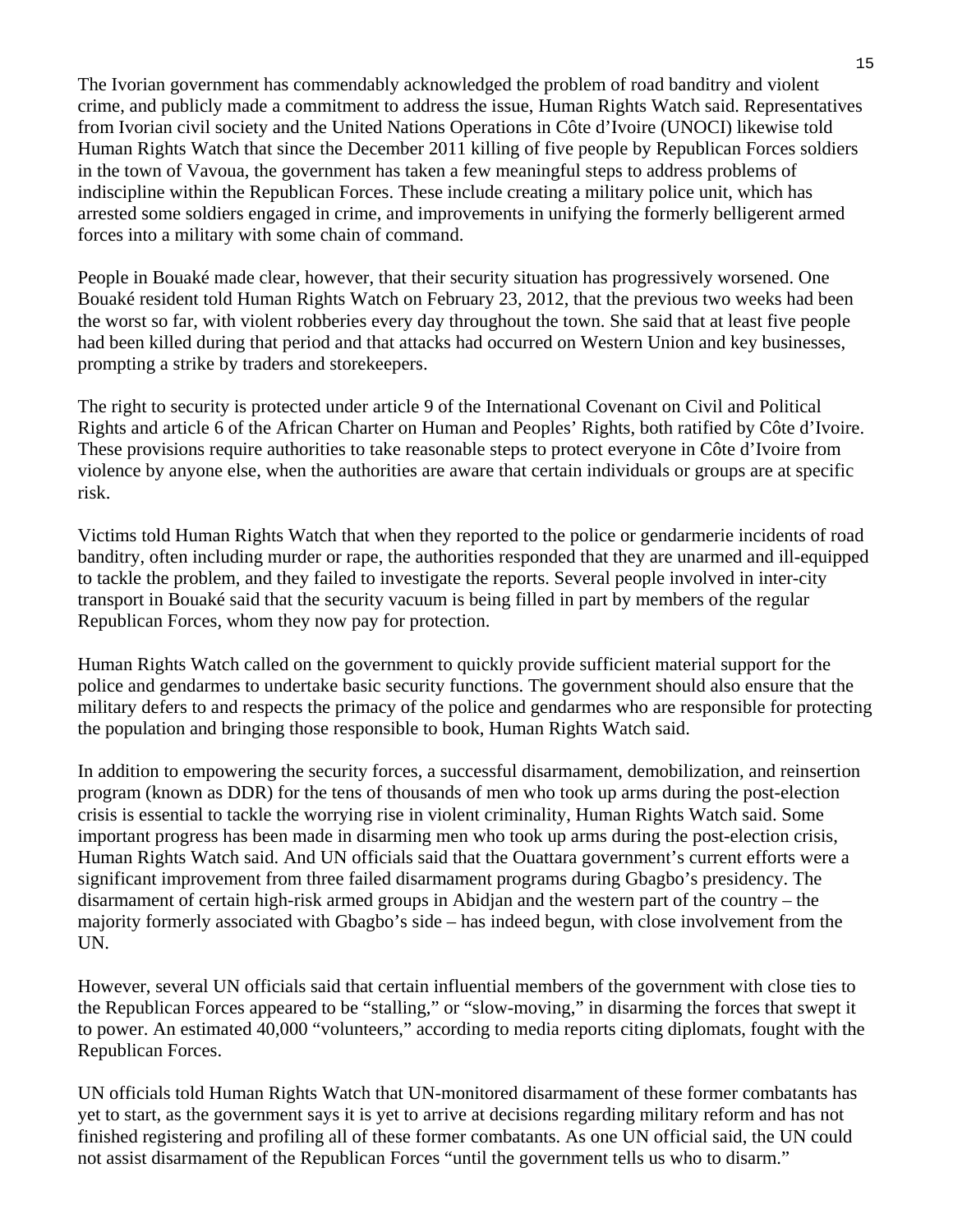The Ivorian government has commendably acknowledged the problem of road banditry and violent crime, and publicly made a commitment to address the issue, Human Rights Watch said. Representatives from Ivorian civil society and the United Nations Operations in Côte d'Ivoire (UNOCI) likewise told Human Rights Watch that since the December 2011 killing of five people by Republican Forces soldiers in the town of Vavoua, the government has taken a few meaningful steps to address problems of indiscipline within the Republican Forces. These include creating a military police unit, which has arrested some soldiers engaged in crime, and improvements in unifying the formerly belligerent armed forces into a military with some chain of command.

People in Bouaké made clear, however, that their security situation has progressively worsened. One Bouaké resident told Human Rights Watch on February 23, 2012, that the previous two weeks had been the worst so far, with violent robberies every day throughout the town. She said that at least five people had been killed during that period and that attacks had occurred on Western Union and key businesses, prompting a strike by traders and storekeepers.

The right to security is protected under article 9 of the International Covenant on Civil and Political Rights and article 6 of the African Charter on Human and Peoples' Rights, both ratified by Côte d'Ivoire. These provisions require authorities to take reasonable steps to protect everyone in Côte d'Ivoire from violence by anyone else, when the authorities are aware that certain individuals or groups are at specific risk.

Victims told Human Rights Watch that when they reported to the police or gendarmerie incidents of road banditry, often including murder or rape, the authorities responded that they are unarmed and ill-equipped to tackle the problem, and they failed to investigate the reports. Several people involved in inter-city transport in Bouaké said that the security vacuum is being filled in part by members of the regular Republican Forces, whom they now pay for protection.

Human Rights Watch called on the government to quickly provide sufficient material support for the police and gendarmes to undertake basic security functions. The government should also ensure that the military defers to and respects the primacy of the police and gendarmes who are responsible for protecting the population and bringing those responsible to book, Human Rights Watch said.

In addition to empowering the security forces, a successful disarmament, demobilization, and reinsertion program (known as DDR) for the tens of thousands of men who took up arms during the post-election crisis is essential to tackle the worrying rise in violent criminality, Human Rights Watch said. Some important progress has been made in disarming men who took up arms during the post-election crisis, Human Rights Watch said. And UN officials said that the Ouattara government's current efforts were a significant improvement from three failed disarmament programs during Gbagbo's presidency. The disarmament of certain high-risk armed groups in Abidjan and the western part of the country – the majority formerly associated with Gbagbo's side – has indeed begun, with close involvement from the UN.

However, several UN officials said that certain influential members of the government with close ties to the Republican Forces appeared to be "stalling," or "slow-moving," in disarming the forces that swept it to power. An estimated 40,000 "volunteers," according to media reports citing diplomats, fought with the Republican Forces.

UN officials told Human Rights Watch that UN-monitored disarmament of these former combatants has yet to start, as the government says it is yet to arrive at decisions regarding military reform and has not finished registering and profiling all of these former combatants. As one UN official said, the UN could not assist disarmament of the Republican Forces "until the government tells us who to disarm."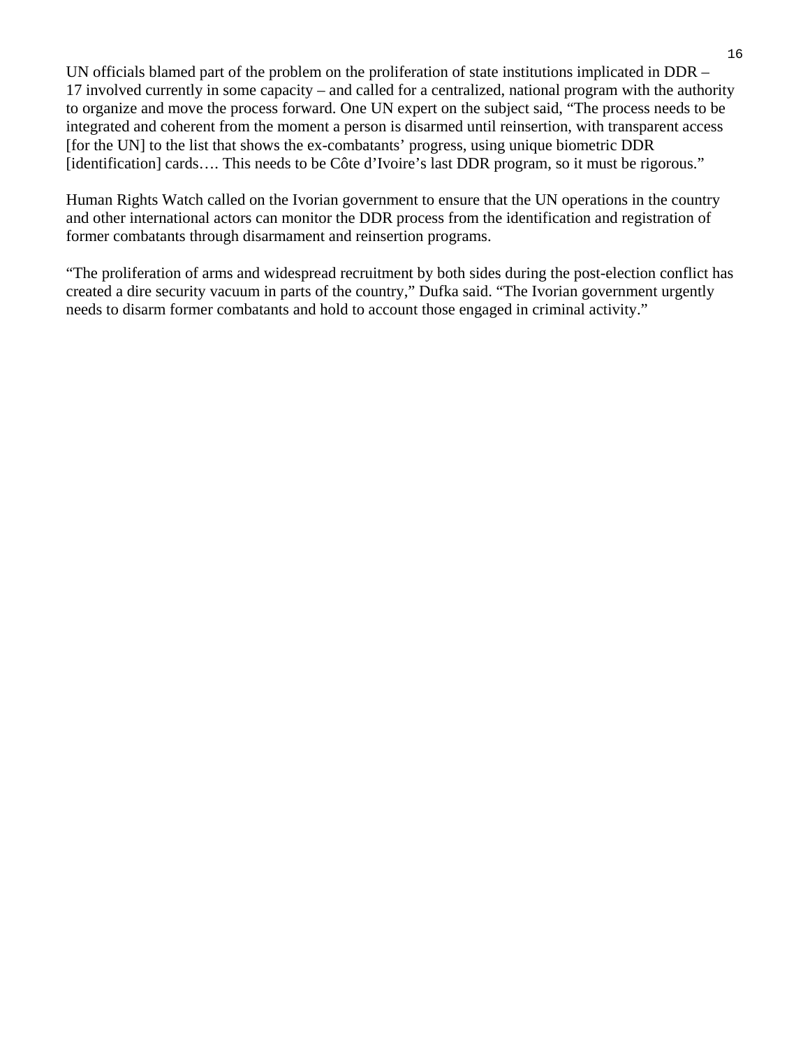UN officials blamed part of the problem on the proliferation of state institutions implicated in DDR – 17 involved currently in some capacity – and called for a centralized, national program with the authority to organize and move the process forward. One UN expert on the subject said, “The process needs to be integrated and coherent from the moment a person is disarmed until reinsertion, with transparent access [for the UN] to the list that shows the ex-combatants’ progress, using unique biometric DDR [identification] cards…. This needs to be Côte d’Ivoire’s last DDR program, so it must be rigorous.”

Human Rights Watch called on the Ivorian government to ensure that the UN operations in the country and other international actors can monitor the DDR process from the identification and registration of former combatants through disarmament and reinsertion programs.

“The proliferation of arms and widespread recruitment by both sides during the post-election conflict has created a dire security vacuum in parts of the country,” Dufka said. “The Ivorian government urgently needs to disarm former combatants and hold to account those engaged in criminal activity.”